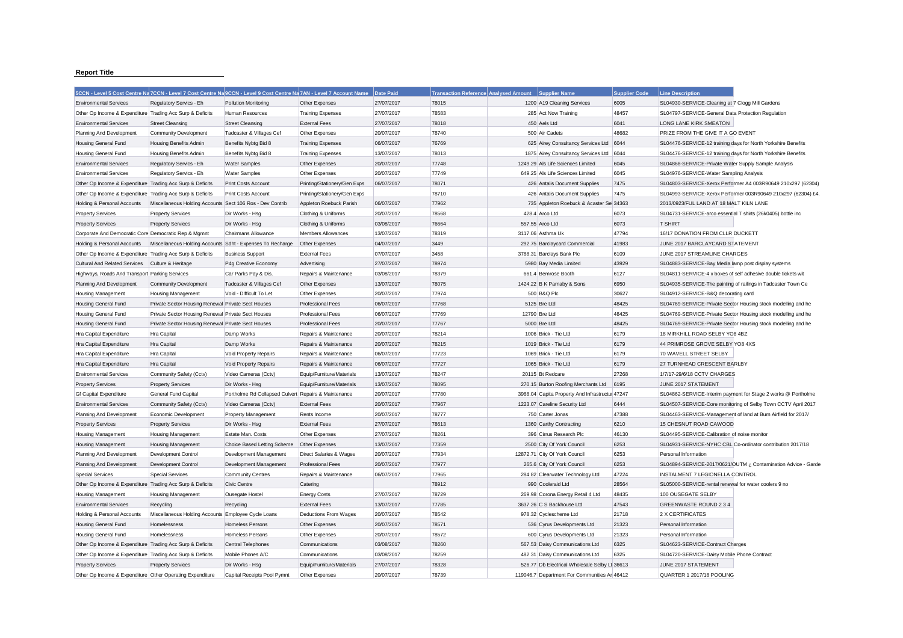**Report Title**

| 5CCN - Level 5 Cost Centre Na | 7CCN - Level 7 Cost Centre Na | 9CCN - Level 9 Cost Centre Na | 7AN - Level 7 Account Name | Date Paid | Transaction Reference | Analysed Amount | Supplier Name | Supplier Code | Line Description |
|---|---|---|---|---|---|---|---|---|---|
| Environmental Services | Regulatory Servics - Eh | Pollution Monitoring | Other Expenses | 27/07/2017 | 78015 | 1200 | A19 Cleaning Services | 6005 | SL04930-SERVICE-Cleaning at 7 Clogg Mill Gardens |
| Other Op Income & Expenditure | Trading Acc Surp & Deficits | Human Resources | Training Expenses | 27/07/2017 | 78583 | 285 | Act Now Training | 48457 | SL04797-SERVICE-General Data Protection Regulation |
| Environmental Services | Street Cleansing | Street Cleansing | External Fees | 27/07/2017 | 78018 | 450 | Aels Ltd | 6041 | LONG LANE KIRK SMEATON |
| Planning And Development | Community Development | Tadcaster & Villages Cef | Other Expenses | 20/07/2017 | 78740 | 500 | Air Cadets | 48682 | PRIZE FROM THE GIVE IT A GO EVENT |
| Housing General Fund | Housing Benefits Admin | Benefits Nybtg Bid 8 | Training Expenses | 06/07/2017 | 76769 | 625 | Airey Consultancy Services Ltd | 6044 | SL04476-SERVICE-12 training days for North Yorkshire Benefits |
| Housing General Fund | Housing Benefits Admin | Benefits Nybtg Bid 8 | Training Expenses | 13/07/2017 | 78013 | 1875 | Airey Consultancy Services Ltd | 6044 | SL04476-SERVICE-12 training days for North Yorkshire Benefits |
| Environmental Services | Regulatory Servics - Eh | Water Samples | Other Expenses | 20/07/2017 | 77748 | 1249.29 | Als Life Sciences Limited | 6045 | SL04868-SERVICE-Private Water Supply Sample Analysis |
| Environmental Services | Regulatory Servics - Eh | Water Samples | Other Expenses | 20/07/2017 | 77749 | 649.25 | Als Life Sciences Limited | 6045 | SL04976-SERVICE-Water Sampling Analysis |
| Other Op Income & Expenditure | Trading Acc Surp & Deficits | Print Costs Account | Printing/Stationery/Gen Exps | 06/07/2017 | 78071 | 426 | Antalis Document Supplies | 7475 | SL04803-SERVICE-Xerox Performer A4 003R90649 210x297 (62304) |
| Other Op Income & Expenditure | Trading Acc Surp & Deficits | Print Costs Account | Printing/Stationery/Gen Exps | | 78710 | 426 | Antalis Document Supplies | 7475 | SL04993-SERVICE-Xerox Performer 003R90649 210x297 (62304) £4. |
| Holding & Personal Accounts | Miscellaneous Holding Accounts | Sect 106 Ros - Dev Contrib | Appleton Roebuck Parish | 06/07/2017 | 77962 | 735 | Appleton Roebuck & Acaster Sel | 34363 | 2013/0923/FUL LAND AT 18 MALT KILN LANE |
| Property Services | Property Services | Dir Works - Hsg | Clothing & Uniforms | 20/07/2017 | 78568 | 428.4 | Arco Ltd | 6073 | SL04731-SERVICE-arco essential T shirts (26k0405) bottle inc |
| Property Services | Property Services | Dir Works - Hsg | Clothing & Uniforms | 03/08/2017 | 76664 | 557.55 | Arco Ltd | 6073 | T SHIRT |
| Corporate And Democratic Core | Democratic Rep & Mgmnt | Chairmans Allowance | Members Allowances | 13/07/2017 | 78319 | 3117.06 | Asthma Uk | 47794 | 16/17 DONATION FROM CLLR DUCKETT |
| Holding & Personal Accounts | Miscellaneous Holding Accounts | Sdht - Expenses To Recharge | Other Expenses | 04/07/2017 | 3449 | 292.75 | Barclaycard Commercial | 41983 | JUNE 2017 BARCLAYCARD STATEMENT |
| Other Op Income & Expenditure | Trading Acc Surp & Deficits | Business Support | External Fees | 07/07/2017 | 3458 | 3788.31 | Barclays Bank Plc | 6109 | JUNE 2017 STREAMLINE CHARGES |
| Cultural And Related Services | Culture & Heritage | P4g Creative Economy | Advertising | 27/07/2017 | 78974 | 5980 | Bay Media Limited | 43929 | SL04883-SERVICE-Bay Media lamp post display systems |
| Highways, Roads And Transport | Parking Services | Car Parks Pay & Dis. | Repairs & Maintenance | 03/08/2017 | 78379 | 661.4 | Bemrose Booth | 6127 | SL04811-SERVICE-4 x boxes of self adhesive double tickets wit |
| Planning And Development | Community Development | Tadcaster & Villages Cef | Other Expenses | 13/07/2017 | 78075 | 1424.22 | B K Parnaby & Sons | 6950 | SL04935-SERVICE-The painting of railings in Tadcaster Town Ce |
| Housing Management | Housing Management | Void - Difficult To Let | Other Expenses | 20/07/2017 | 77974 | 500 | B&Q Plc | 30627 | SL04912-SERVICE-B&Q decorating card |
| Housing General Fund | Private Sector Housing Renewal | Private Sect Houses | Professional Fees | 06/07/2017 | 77768 | 5125 | Bre Ltd | 48425 | SL04769-SERVICE-Private Sector Housing stock modelling and he |
| Housing General Fund | Private Sector Housing Renewal | Private Sect Houses | Professional Fees | 06/07/2017 | 77769 | 12790 | Bre Ltd | 48425 | SL04769-SERVICE-Private Sector Housing stock modelling and he |
| Housing General Fund | Private Sector Housing Renewal | Private Sect Houses | Professional Fees | 20/07/2017 | 77767 | 5000 | Bre Ltd | 48425 | SL04769-SERVICE-Private Sector Housing stock modelling and he |
| Hra Capital Expenditure | Hra Capital | Damp Works | Repairs & Maintenance | 20/07/2017 | 78214 | 1006 | Brick - Tie Ltd | 6179 | 18 MIRKHILL ROAD SELBY YO8 4BZ |
| Hra Capital Expenditure | Hra Capital | Damp Works | Repairs & Maintenance | 20/07/2017 | 78215 | 1019 | Brick - Tie Ltd | 6179 | 44 PRIMROSE GROVE SELBY YO8 4XS |
| Hra Capital Expenditure | Hra Capital | Void Property Repairs | Repairs & Maintenance | 06/07/2017 | 77723 | 1069 | Brick - Tie Ltd | 6179 | 70 WAVELL STREET SELBY |
| Hra Capital Expenditure | Hra Capital | Void Property Repairs | Repairs & Maintenance | 06/07/2017 | 77727 | 1065 | Brick - Tie Ltd | 6179 | 27 TURNHEAD CRESCENT BARLBY |
| Environmental Services | Community Safety (Cctv) | Video Cameras (Cctv) | Equip/Furniture/Materials | 13/07/2017 | 78247 | 20115 | Bt Redcare | 27268 | 1/7/17-29/6/18 CCTV CHARGES |
| Property Services | Property Services | Dir Works - Hsg | Equip/Furniture/Materials | 13/07/2017 | 78095 | 270.15 | Burton Roofing Merchants Ltd | 6195 | JUNE 2017 STATEMENT |
| Gf Capital Expenditure | General Fund Capital | Portholme Rd Collapsed Culvert | Repairs & Maintenance | 20/07/2017 | 77780 | 3968.04 | Capita Property And Infrastructur | 47247 | SL04862-SERVICE-Interim payment for Stage 2 works @ Portholme |
| Environmental Services | Community Safety (Cctv) | Video Cameras (Cctv) | External Fees | 20/07/2017 | 77967 | 1223.07 | Careline Security Ltd | 6444 | SL04507-SERVICE-Core monitoring of Selby Town CCTV April 2017 |
| Planning And Development | Economic Development | Property Management | Rents Income | 20/07/2017 | 78777 | 750 | Carter Jonas | 47388 | SL04463-SERVICE-Management of land at Burn Airfield for 2017/ |
| Property Services | Property Services | Dir Works - Hsg | External Fees | 27/07/2017 | 78613 | 1360 | Carthy Contracting | 6210 | 15 CHESNUT ROAD CAWOOD |
| Housing Management | Housing Management | Estate Man. Costs | Other Expenses | 27/07/2017 | 78261 | 396 | Cirrus Research Plc | 46130 | SL04495-SERVICE-Calibration of noise monitor |
| Housing Management | Housing Management | Choice Based Letting Scheme | Other Expenses | 13/07/2017 | 77359 | 2500 | City Of York Council | 6253 | SL04931-SERVICE-NYHC CBL Co-ordinator contribution 2017/18 |
| Planning And Development | Development Control | Development Management | Direct Salaries & Wages | 20/07/2017 | 77934 | 12872.71 | City Of York Council | 6253 | Personal Information |
| Planning And Development | Development Control | Development Management | Professional Fees | 20/07/2017 | 77977 | 265.6 | City Of York Council | 6253 | SL04894-SERVICE-2017/0621/OUTM ¿ Contamination Advice - Garde |
| Special Services | Special Services | Community Centres | Repairs & Maintenance | 06/07/2017 | 77965 | 284.82 | Clearwater Technology Ltd | 47224 | INSTALMENT 7 LEGIONELLA CONTROL |
| Other Op Income & Expenditure | Trading Acc Surp & Deficits | Civic Centre | Catering | | 78912 | 990 | Cooleraid Ltd | 28564 | SL05000-SERVICE-rental renewal for water coolers 9 no |
| Housing Management | Housing Management | Ousegate Hostel | Energy Costs | 27/07/2017 | 78729 | 269.98 | Corona Energy Retail 4 Ltd | 48435 | 100 OUSEGATE SELBY |
| Environmental Services | Recycling | Recycling | External Fees | 13/07/2017 | 77785 | 3637.26 | C S Backhouse Ltd | 47543 | GREENWASTE ROUND 2 3 4 |
| Holding & Personal Accounts | Miscellaneous Holding Accounts | Employee Cycle Loans | Deductions From Wages | 20/07/2017 | 78542 | 978.32 | Cyclescheme Ltd | 21718 | 2 X CERTIFICATES |
| Housing General Fund | Homelessness | Homeless Persons | Other Expenses | 20/07/2017 | 78571 | 536 | Cyrus Developments Ltd | 21323 | Personal Information |
| Housing General Fund | Homelessness | Homeless Persons | Other Expenses | 20/07/2017 | 78572 | 600 | Cyrus Developments Ltd | 21323 | Personal Information |
| Other Op Income & Expenditure | Trading Acc Surp & Deficits | Central Telephones | Communications | 03/08/2017 | 78260 | 567.53 | Daisy Communications Ltd | 6325 | SL04623-SERVICE-Contract Charges |
| Other Op Income & Expenditure | Trading Acc Surp & Deficits | Mobile Phones A/C | Communications | 03/08/2017 | 78259 | 482.31 | Daisy Communications Ltd | 6325 | SL04720-SERVICE-Daisy Mobile Phone Contract |
| Property Services | Property Services | Dir Works - Hsg | Equip/Furniture/Materials | 27/07/2017 | 78328 | 526.77 | Db Electrical Wholesale Selby Lt | 36613 | JUNE 2017 STATEMENT |
| Other Op Income & Expenditure | Other Operating Expenditure | Capital Receipts Pool Pymnt | Other Expenses | 20/07/2017 | 78739 | 119046.7 | Department For Communities Ar | 46412 | QUARTER 1 2017/18 POOLING |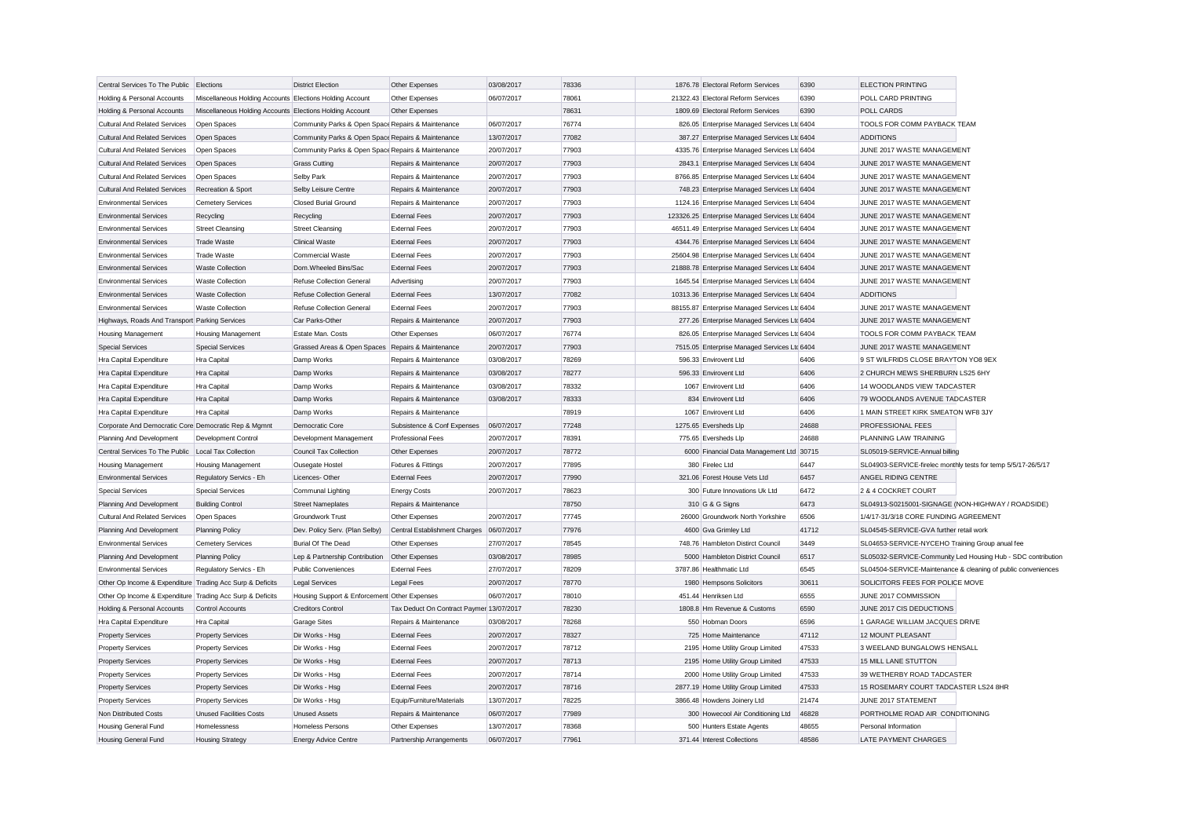| | | | | | | | | | |
|---|---|---|---|---|---|---|---|---|---|
| Central Services To The Public | Elections | District Election | Other Expenses | 03/08/2017 | 78336 | 1876.78 | Electoral Reform Services | 6390 | ELECTION PRINTING |
| Holding & Personal Accounts | Miscellaneous Holding Accounts | Elections Holding Account | Other Expenses | 06/07/2017 | 78061 | 21322.43 | Electoral Reform Services | 6390 | POLL CARD PRINTING |
| Holding & Personal Accounts | Miscellaneous Holding Accounts | Elections Holding Account | Other Expenses | | 78631 | 1809.69 | Electoral Reform Services | 6390 | POLL CARDS |
| Cultural And Related Services | Open Spaces | Community Parks & Open Space | Repairs & Maintenance | 06/07/2017 | 76774 | 826.05 | Enterprise Managed Services Ltd | 6404 | TOOLS FOR COMM PAYBACK TEAM |
| Cultural And Related Services | Open Spaces | Community Parks & Open Space | Repairs & Maintenance | 13/07/2017 | 77082 | 387.27 | Enterprise Managed Services Ltd | 6404 | ADDITIONS |
| Cultural And Related Services | Open Spaces | Community Parks & Open Space | Repairs & Maintenance | 20/07/2017 | 77903 | 4335.76 | Enterprise Managed Services Ltd | 6404 | JUNE 2017 WASTE MANAGEMENT |
| Cultural And Related Services | Open Spaces | Grass Cutting | Repairs & Maintenance | 20/07/2017 | 77903 | 2843.1 | Enterprise Managed Services Ltd | 6404 | JUNE 2017 WASTE MANAGEMENT |
| Cultural And Related Services | Open Spaces | Selby Park | Repairs & Maintenance | 20/07/2017 | 77903 | 8766.85 | Enterprise Managed Services Ltd | 6404 | JUNE 2017 WASTE MANAGEMENT |
| Cultural And Related Services | Recreation & Sport | Selby Leisure Centre | Repairs & Maintenance | 20/07/2017 | 77903 | 748.23 | Enterprise Managed Services Ltd | 6404 | JUNE 2017 WASTE MANAGEMENT |
| Environmental Services | Cemetery Services | Closed Burial Ground | Repairs & Maintenance | 20/07/2017 | 77903 | 1124.16 | Enterprise Managed Services Ltd | 6404 | JUNE 2017 WASTE MANAGEMENT |
| Environmental Services | Recycling | Recycling | External Fees | 20/07/2017 | 77903 | 123326.25 | Enterprise Managed Services Ltd | 6404 | JUNE 2017 WASTE MANAGEMENT |
| Environmental Services | Street Cleansing | Street Cleansing | External Fees | 20/07/2017 | 77903 | 46511.49 | Enterprise Managed Services Ltd | 6404 | JUNE 2017 WASTE MANAGEMENT |
| Environmental Services | Trade Waste | Clinical Waste | External Fees | 20/07/2017 | 77903 | 4344.76 | Enterprise Managed Services Ltd | 6404 | JUNE 2017 WASTE MANAGEMENT |
| Environmental Services | Trade Waste | Commercial Waste | External Fees | 20/07/2017 | 77903 | 25604.98 | Enterprise Managed Services Ltd | 6404 | JUNE 2017 WASTE MANAGEMENT |
| Environmental Services | Waste Collection | Dom.Wheeled Bins/Sac | External Fees | 20/07/2017 | 77903 | 21888.78 | Enterprise Managed Services Ltd | 6404 | JUNE 2017 WASTE MANAGEMENT |
| Environmental Services | Waste Collection | Refuse Collection General | Advertising | 20/07/2017 | 77903 | 1645.54 | Enterprise Managed Services Ltd | 6404 | JUNE 2017 WASTE MANAGEMENT |
| Environmental Services | Waste Collection | Refuse Collection General | External Fees | 13/07/2017 | 77082 | 10313.36 | Enterprise Managed Services Ltd | 6404 | ADDITIONS |
| Environmental Services | Waste Collection | Refuse Collection General | External Fees | 20/07/2017 | 77903 | 88155.87 | Enterprise Managed Services Ltd | 6404 | JUNE 2017 WASTE MANAGEMENT |
| Highways, Roads And Transport | Parking Services | Car Parks-Other | Repairs & Maintenance | 20/07/2017 | 77903 | 277.26 | Enterprise Managed Services Ltd | 6404 | JUNE 2017 WASTE MANAGEMENT |
| Housing Management | Housing Management | Estate Man. Costs | Other Expenses | 06/07/2017 | 76774 | 826.05 | Enterprise Managed Services Ltd | 6404 | TOOLS FOR COMM PAYBACK TEAM |
| Special Services | Special Services | Grassed Areas & Open Spaces | Repairs & Maintenance | 20/07/2017 | 77903 | 7515.05 | Enterprise Managed Services Ltd | 6404 | JUNE 2017 WASTE MANAGEMENT |
| Hra Capital Expenditure | Hra Capital | Damp Works | Repairs & Maintenance | 03/08/2017 | 78269 | 596.33 | Envirovent Ltd | 6406 | 9 ST WILFRIDS CLOSE BRAYTON YO8 9EX |
| Hra Capital Expenditure | Hra Capital | Damp Works | Repairs & Maintenance | 03/08/2017 | 78277 | 596.33 | Envirovent Ltd | 6406 | 2 CHURCH MEWS SHERBURN LS25 6HY |
| Hra Capital Expenditure | Hra Capital | Damp Works | Repairs & Maintenance | 03/08/2017 | 78332 | 1067 | Envirovent Ltd | 6406 | 14 WOODLANDS VIEW TADCASTER |
| Hra Capital Expenditure | Hra Capital | Damp Works | Repairs & Maintenance | 03/08/2017 | 78333 | 834 | Envirovent Ltd | 6406 | 79 WOODLANDS AVENUE TADCASTER |
| Hra Capital Expenditure | Hra Capital | Damp Works | Repairs & Maintenance | | 78919 | 1067 | Envirovent Ltd | 6406 | 1 MAIN STREET KIRK SMEATON WF8 3JY |
| Corporate And Democratic Core | Democratic Rep & Mgmnt | Democratic Core | Subsistence & Conf Expenses | 06/07/2017 | 77248 | 1275.65 | Eversheds Llp | 24688 | PROFESSIONAL FEES |
| Planning And Development | Development Control | Development Management | Professional Fees | 20/07/2017 | 78391 | 775.65 | Eversheds Llp | 24688 | PLANNING LAW TRAINING |
| Central Services To The Public | Local Tax Collection | Council Tax Collection | Other Expenses | 20/07/2017 | 78772 | 6000 | Financial Data Management Ltd | 30715 | SL05019-SERVICE-Annual billing |
| Housing Management | Housing Management | Ousegate Hostel | Fixtures & Fittings | 20/07/2017 | 77895 | 380 | Firelec Ltd | 6447 | SL04903-SERVICE-firelec monthly tests for temp 5/5/17-26/5/17 |
| Environmental Services | Regulatory Servics - Eh | Licences- Other | External Fees | 20/07/2017 | 77990 | 321.06 | Forest House Vets Ltd | 6457 | ANGEL RIDING CENTRE |
| Special Services | Special Services | Communal Lighting | Energy Costs | 20/07/2017 | 78623 | 300 | Future Innovations Uk Ltd | 6472 | 2 & 4 COCKRET COURT |
| Planning And Development | Building Control | Street Nameplates | Repairs & Maintenance | | 78750 | 310 | G & G Signs | 6473 | SL04913-S0215001-SIGNAGE (NON-HIGHWAY / ROADSIDE) |
| Cultural And Related Services | Open Spaces | Groundwork Trust | Other Expenses | 20/07/2017 | 77745 | 26000 | Groundwork North Yorkshire | 6506 | 1/4/17-31/3/18 CORE FUNDING AGREEMENT |
| Planning And Development | Planning Policy | Dev. Policy Serv. (Plan Selby) | Central Establishment Charges | 06/07/2017 | 77976 | 4600 | Gva Grimley Ltd | 41712 | SL04545-SERVICE-GVA further retail work |
| Environmental Services | Cemetery Services | Burial Of The Dead | Other Expenses | 27/07/2017 | 78545 | 748.76 | Hambleton Distirct Council | 3449 | SL04653-SERVICE-NYCEHO Training Group anual fee |
| Planning And Development | Planning Policy | Lep & Partnership Contribution | Other Expenses | 03/08/2017 | 78985 | 5000 | Hambleton District Council | 6517 | SL05032-SERVICE-Community Led Housing Hub - SDC contribution |
| Environmental Services | Regulatory Servics - Eh | Public Conveniences | External Fees | 27/07/2017 | 78209 | 3787.86 | Healthmatic Ltd | 6545 | SL04504-SERVICE-Maintenance & cleaning of public conveniences |
| Other Op Income & Expenditure | Trading Acc Surp & Deficits | Legal Services | Legal Fees | 20/07/2017 | 78770 | 1980 | Hempsons Solicitors | 30611 | SOLICITORS FEES FOR POLICE MOVE |
| Other Op Income & Expenditure | Trading Acc Surp & Deficits | Housing Support & Enforcement | Other Expenses | 06/07/2017 | 78010 | 451.44 | Henriksen Ltd | 6555 | JUNE 2017 COMMISSION |
| Holding & Personal Accounts | Control Accounts | Creditors Control | Tax Deduct On Contract Paymen | 13/07/2017 | 78230 | 1808.8 | Hm Revenue & Customs | 6590 | JUNE 2017 CIS DEDUCTIONS |
| Hra Capital Expenditure | Hra Capital | Garage Sites | Repairs & Maintenance | 03/08/2017 | 78268 | 550 | Hobman Doors | 6596 | 1 GARAGE WILLIAM JACQUES DRIVE |
| Property Services | Property Services | Dir Works - Hsg | External Fees | 20/07/2017 | 78327 | 725 | Home Maintenance | 47112 | 12 MOUNT PLEASANT |
| Property Services | Property Services | Dir Works - Hsg | External Fees | 20/07/2017 | 78712 | 2195 | Home Utility Group Limited | 47533 | 3 WEELAND BUNGALOWS HENSALL |
| Property Services | Property Services | Dir Works - Hsg | External Fees | 20/07/2017 | 78713 | 2195 | Home Utility Group Limited | 47533 | 15 MILL LANE STUTTON |
| Property Services | Property Services | Dir Works - Hsg | External Fees | 20/07/2017 | 78714 | 2000 | Home Utility Group Limited | 47533 | 39 WETHERBY ROAD TADCASTER |
| Property Services | Property Services | Dir Works - Hsg | External Fees | 20/07/2017 | 78716 | 2877.19 | Home Utility Group Limited | 47533 | 15 ROSEMARY COURT TADCASTER LS24 8HR |
| Property Services | Property Services | Dir Works - Hsg | Equip/Furniture/Materials | 13/07/2017 | 78225 | 3866.48 | Howdens Joinery Ltd | 21474 | JUNE 2017 STATEMENT |
| Non Distributed Costs | Unused Facilities Costs | Unused Assets | Repairs & Maintenance | 06/07/2017 | 77989 | 300 | Howecool Air Conditioning Ltd | 46828 | PORTHOLME ROAD AIR CONDITIONING |
| Housing General Fund | Homelessness | Homeless Persons | Other Expenses | 13/07/2017 | 78368 | 500 | Hunters Estate Agents | 48655 | Personal Information |
| Housing General Fund | Housing Strategy | Energy Advice Centre | Partnership Arrangements | 06/07/2017 | 77961 | 371.44 | Interest Collections | 48586 | LATE PAYMENT CHARGES |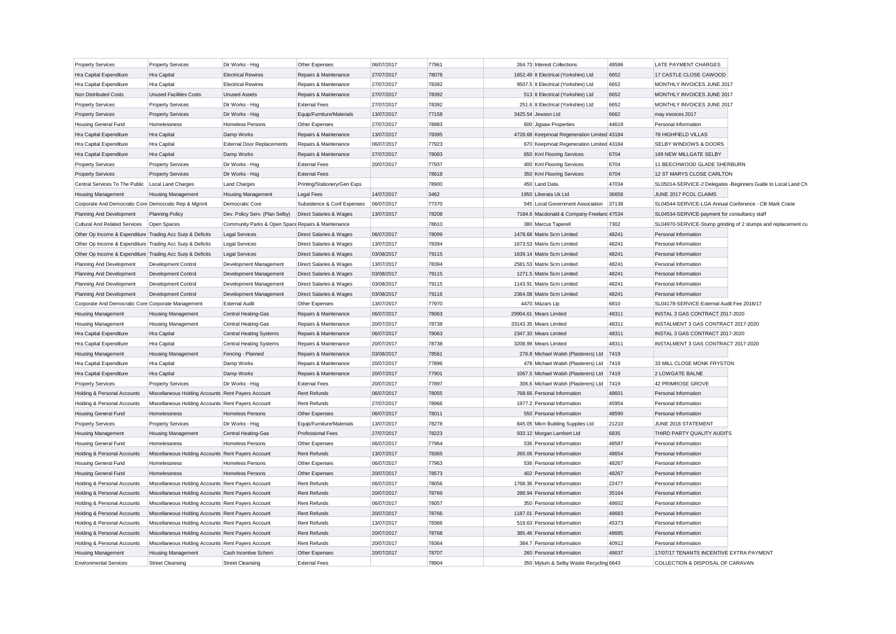| | | | | | | | | | |
|---|---|---|---|---|---|---|---|---|---|
| Property Services | Property Services | Dir Works - Hsg | Other Expenses | 06/07/2017 | 77961 | 264.73 | Interest Collections | 48586 | LATE PAYMENT CHARGES |
| Hra Capital Expenditure | Hra Capital | Electrical Rewires | Repairs & Maintenance | 27/07/2017 | 78078 | 1652.49 | It Electrical (Yorkshire) Ltd | 6652 | 17 CASTLE CLOSE CAWOOD |
| Hra Capital Expenditure | Hra Capital | Electrical Rewires | Repairs & Maintenance | 27/07/2017 | 78392 | 9507.5 | It Electrical (Yorkshire) Ltd | 6652 | MONTHLY INVOICES JUNE 2017 |
| Non Distributed Costs | Unused Facilities Costs | Unused Assets | Repairs & Maintenance | 27/07/2017 | 78392 | 513 | It Electrical (Yorkshire) Ltd | 6652 | MONTHLY INVOICES JUNE 2017 |
| Property Services | Property Services | Dir Works - Hsg | External Fees | 27/07/2017 | 78392 | 251.6 | It Electrical (Yorkshire) Ltd | 6652 | MONTHLY INVOICES JUNE 2017 |
| Property Services | Property Services | Dir Works - Hsg | Equip/Furniture/Materials | 13/07/2017 | 77158 | 3425.54 | Jewson Ltd | 6662 | may invoices 2017 |
| Housing General Fund | Homelessness | Homeless Persons | Other Expenses | 27/07/2017 | 78983 | 600 | Jigsaw Properties | 44619 | Personal Information |
| Hra Capital Expenditure | Hra Capital | Damp Works | Repairs & Maintenance | 13/07/2017 | 78395 | 4728.68 | Keepmoat Regeneration Limited | 43184 | 78 HIGHFIELD VILLAS |
| Hra Capital Expenditure | Hra Capital | External Door Replacements | Repairs & Maintenance | 06/07/2017 | 77923 | 670 | Keepmoat Regeneration Limited | 43184 | SELBY WINDOWS & DOORS |
| Hra Capital Expenditure | Hra Capital | Damp Works | Repairs & Maintenance | 27/07/2017 | 78083 | 650 | Kml Flooring Services | 6704 | 169 NEW MILLGATE SELBY |
| Property Services | Property Services | Dir Works - Hsg | External Fees | 20/07/2017 | 77937 | 400 | Kml Flooring Services | 6704 | 11 BEECHWOOD GLADE SHERBURN |
| Property Services | Property Services | Dir Works - Hsg | External Fees | | 78618 | 350 | Kml Flooring Services | 6704 | 12 ST MARYS CLOSE CARLTON |
| Central Services To The Public | Local Land Charges | Land Charges | Printing/Stationery/Gen Exps | | 78900 | 450 | Land Data | 47034 | SL05014-SERVICE-2 Delegates -Beginners Guide to Local Land Ch |
| Housing Management | Housing Management | Housing Management | Legal Fees | 14/07/2017 | 3462 | 1950 | Liberata Uk Ltd | 36656 | JUNE 2017 PCOL CLAIMS |
| Corporate And Democratic Core | Democratic Rep & Mgmnt | Democratic Core | Subsistence & Conf Expenses | 06/07/2017 | 77370 | 545 | Local Government Association | 37138 | SL04544-SERVICE-LGA Annual Conference - Cllr Mark Crane |
| Planning And Development | Planning Policy | Dev. Policy Serv. (Plan Selby) | Direct Salaries & Wages | 13/07/2017 | 78208 | 7184.6 | Macdonald & Company Freelanc | 47534 | SL04534-SERVICE-payment for consultancy staff |
| Cultural And Related Services | Open Spaces | Community Parks & Open Spaces | Repairs & Maintenance | | 78610 | 380 | Marcus Taperell | 7302 | SL04970-SERVICE-Stump grinding of 2 stumps and replacement cu |
| Other Op Income & Expenditure | Trading Acc Surp & Deficits | Legal Services | Direct Salaries & Wages | 06/07/2017 | 78099 | 1478.68 | Matrix Scm Limited | 48241 | Personal Information |
| Other Op Income & Expenditure | Trading Acc Surp & Deficits | Legal Services | Direct Salaries & Wages | 13/07/2017 | 78394 | 1673.53 | Matrix Scm Limited | 48241 | Personal Information |
| Other Op Income & Expenditure | Trading Acc Surp & Deficits | Legal Services | Direct Salaries & Wages | 03/08/2017 | 79115 | 1639.14 | Matrix Scm Limited | 48241 | Personal Information |
| Planning And Development | Development Control | Development Management | Direct Salaries & Wages | 13/07/2017 | 78394 | 2581.53 | Matrix Scm Limited | 48241 | Personal Information |
| Planning And Development | Development Control | Development Management | Direct Salaries & Wages | 03/08/2017 | 79115 | 1271.5 | Matrix Scm Limited | 48241 | Personal Information |
| Planning And Development | Development Control | Development Management | Direct Salaries & Wages | 03/08/2017 | 79115 | 1143.91 | Matrix Scm Limited | 48241 | Personal Information |
| Planning And Development | Development Control | Development Management | Direct Salaries & Wages | 03/08/2017 | 79116 | 2364.08 | Matrix Scm Limited | 48241 | Personal Information |
| Corporate And Democratic Core | Corporate Management | External Audit | Other Expenses | 13/07/2017 | 77970 | 4470 | Mazars Llp | 6810 | SL04178-SERVICE-External Audit Fee 2016/17 |
| Housing Management | Housing Management | Central Heating-Gas | Repairs & Maintenance | 06/07/2017 | 78063 | 29904.61 | Mears Limited | 48311 | INSTAL 3 GAS CONTRACT 2017-2020 |
| Housing Management | Housing Management | Central Heating-Gas | Repairs & Maintenance | 20/07/2017 | 78738 | 33143.35 | Mears Limited | 48311 | INSTALMENT 3 GAS CONTRACT 2017-2020 |
| Hra Capital Expenditure | Hra Capital | Central Heating Systems | Repairs & Maintenance | 06/07/2017 | 78063 | 2347.33 | Mears Limited | 48311 | INSTAL 3 GAS CONTRACT 2017-2020 |
| Hra Capital Expenditure | Hra Capital | Central Heating Systems | Repairs & Maintenance | 20/07/2017 | 78738 | 3208.99 | Mears Limited | 48311 | INSTALMENT 3 GAS CONTRACT 2017-2020 |
| Housing Management | Housing Management | Fencing - Planned | Repairs & Maintenance | 03/08/2017 | 78561 | 276.8 | Michael Walsh (Plasterers) Ltd | 7419 | |
| Hra Capital Expenditure | Hra Capital | Damp Works | Repairs & Maintenance | 20/07/2017 | 77896 | 478 | Michael Walsh (Plasterers) Ltd | 7419 | 33 MILL CLOSE MONK FRYSTON |
| Hra Capital Expenditure | Hra Capital | Damp Works | Repairs & Maintenance | 20/07/2017 | 77901 | 1067.5 | Michael Walsh (Plasterers) Ltd | 7419 | 2 LOWGATE BALNE |
| Property Services | Property Services | Dir Works - Hsg | External Fees | 20/07/2017 | 77897 | 306.6 | Michael Walsh (Plasterers) Ltd | 7419 | 42 PRIMROSE GROVE |
| Holding & Personal Accounts | Miscellaneous Holding Accounts | Rent Payers Account | Rent Refunds | 06/07/2017 | 78055 | 768.66 | Personal Information | 48601 | Personal Information |
| Holding & Personal Accounts | Miscellaneous Holding Accounts | Rent Payers Account | Rent Refunds | 27/07/2017 | 78966 | 1977.2 | Personal Information | 45954 | Personal Information |
| Housing General Fund | Homelessness | Homeless Persons | Other Expenses | 06/07/2017 | 78011 | 550 | Personal Information | 48590 | Personal Information |
| Property Services | Property Services | Dir Works - Hsg | Equip/Furniture/Materials | 13/07/2017 | 78278 | 845.05 | Mkm Building Supplies Ltd | 21210 | JUNE 2016 STATEMENT |
| Housing Management | Housing Management | Central Heating-Gas | Professional Fees | 27/07/2017 | 78223 | 933.12 | Morgan Lambert Ltd | 6835 | THIRD PARTY QUALITY AUDITS |
| Housing General Fund | Homelessness | Homeless Persons | Other Expenses | 06/07/2017 | 77964 | 536 | Personal Information | 48587 | Personal Information |
| Holding & Personal Accounts | Miscellaneous Holding Accounts | Rent Payers Account | Rent Refunds | 13/07/2017 | 78365 | 265.06 | Personal Information | 48654 | Personal Information |
| Housing General Fund | Homelessness | Homeless Persons | Other Expenses | 06/07/2017 | 77963 | 536 | Personal Information | 48267 | Personal Information |
| Housing General Fund | Homelessness | Homeless Persons | Other Expenses | 20/07/2017 | 78573 | 402 | Personal Information | 48267 | Personal Information |
| Holding & Personal Accounts | Miscellaneous Holding Accounts | Rent Payers Account | Rent Refunds | 06/07/2017 | 78056 | 1768.36 | Personal Information | 22477 | Personal Information |
| Holding & Personal Accounts | Miscellaneous Holding Accounts | Rent Payers Account | Rent Refunds | 20/07/2017 | 78769 | 288.94 | Personal Information | 35164 | Personal Information |
| Holding & Personal Accounts | Miscellaneous Holding Accounts | Rent Payers Account | Rent Refunds | 06/07/2017 | 78057 | 350 | Personal Information | 48602 | Personal Information |
| Holding & Personal Accounts | Miscellaneous Holding Accounts | Rent Payers Account | Rent Refunds | 20/07/2017 | 78766 | 1187.01 | Personal Information | 48683 | Personal Information |
| Holding & Personal Accounts | Miscellaneous Holding Accounts | Rent Payers Account | Rent Refunds | 13/07/2017 | 78366 | 519.63 | Personal Information | 45373 | Personal Information |
| Holding & Personal Accounts | Miscellaneous Holding Accounts | Rent Payers Account | Rent Refunds | 20/07/2017 | 78768 | 385.46 | Personal Information | 48685 | Personal Information |
| Holding & Personal Accounts | Miscellaneous Holding Accounts | Rent Payers Account | Rent Refunds | 20/07/2017 | 78364 | 384.7 | Personal Information | 40912 | Personal Information |
| Housing Management | Housing Management | Cash Incentive Schem | Other Expenses | 20/07/2017 | 78707 | 260 | Personal Information | 48637 | 17/07/17 TENANTS INCENTIVE EXTRA PAYMENT |
| Environmental Services | Street Cleansing | Street Cleansing | External Fees | | 78904 | 350 | Mytum & Selby Waste Recycling | 6843 | COLLECTION & DISPOSAL OF CARAVAN |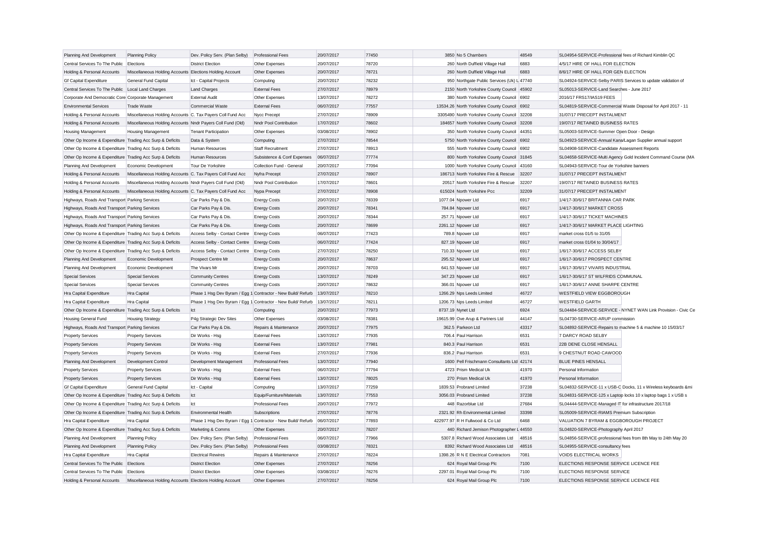| | | | | | | | | | |
|---|---|---|---|---|---|---|---|---|---|
| Planning And Development | Planning Policy | Dev. Policy Serv. (Plan Selby) | Professional Fees | 20/07/2017 | 77450 | 3850 | No 5 Chambers | 48549 | SL04954-SERVICE-Professional fees of Richard Kimblin QC |
| Central Services To The Public | Elections | District Election | Other Expenses | 20/07/2017 | 78720 | 260 | North Duffield Village Hall | 6883 | 4/5/17 HIRE OF HALL FOR ELECTION |
| Holding & Personal Accounts | Miscellaneous Holding Accounts | Elections Holding Account | Other Expenses | 20/07/2017 | 78721 | 260 | North Duffield Village Hall | 6883 | 8/6/17 HIRE OF HALL FOR GEN ELECTION |
| Gf Capital Expenditure | General Fund Capital | Ict - Capital Projects | Computing | 20/07/2017 | 78232 | 950 | Northgate Public Services (Uk) L | 47740 | SL04924-SERVICE-Selby PARIS Services to update validation of |
| Central Services To The Public | Local Land Charges | Land Charges | External Fees | 27/07/2017 | 78979 | 2150 | North Yorkshire County Council | 45902 | SL05013-SERVICE-Land Searches - June 2017 |
| Corporate And Democratic Core | Corporate Management | External Audit | Other Expenses | 13/07/2017 | 78272 | 380 | North Yorkshire County Council | 6902 | 2016/17 FRS17/IAS19 FEES |
| Environmental Services | Trade Waste | Commercial Waste | External Fees | 06/07/2017 | 77557 | 13534.26 | North Yorkshire County Council | 6902 | SL04819-SERVICE-Commercial Waste Disposal for April 2017 - 11 |
| Holding & Personal Accounts | Miscellaneous Holding Accounts | C. Tax Payers Coll Fund Acc | Nycc Precept | 27/07/2017 | 78909 | 3305490 | North Yorkshire County Council | 32208 | 31/07/17 PRECEPT INSTALMENT |
| Holding & Personal Accounts | Miscellaneous Holding Accounts | Nndr Payers Coll Fund (Old) | Nndr Pool Contribution | 17/07/2017 | 78602 | 184657 | North Yorkshire County Council | 32208 | 19/07/17 RETAINED BUSINESS RATES |
| Housing Management | Housing Management | Tenant Participation | Other Expenses | 03/08/2017 | 78902 | 350 | North Yorkshire County Council | 44351 | SL05003-SERVICE-Summer Open Door - Design |
| Other Op Income & Expenditure | Trading Acc Surp & Deficits | Data & System | Computing | 27/07/2017 | 78544 | 5750 | North Yorkshire County Council | 6902 | SL04923-SERVICE-Annual Kana/Lagan Supplier annual support |
| Other Op Income & Expenditure | Trading Acc Surp & Deficits | Human Resources | Staff Recruitment | 27/07/2017 | 78913 | 555 | North Yorkshire County Council | 6902 | SL04908-SERVICE-Candidate Assessment Reports |
| Other Op Income & Expenditure | Trading Acc Surp & Deficits | Human Resources | Subsistence & Conf Expenses | 06/07/2017 | 77774 | 800 | North Yorkshire County Council | 31845 | SL04658-SERVICE-Multi Agency Gold Incident Command Course (MA |
| Planning And Development | Economic Development | Tour De Yorkshire | Collection Fund - General | 20/07/2017 | 77094 | 1000 | North Yorkshire County Council | 43160 | SL04943-SERVICE-Tour de Yorkshire banners |
| Holding & Personal Accounts | Miscellaneous Holding Accounts | C. Tax Payers Coll Fund Acc | Nyfra Precept | 27/07/2017 | 78907 | 186713 | North Yorkshire Fire & Rescue | 32207 | 31/07/17 PRECEPT INSTALMENT |
| Holding & Personal Accounts | Miscellaneous Holding Accounts | Nndr Payers Coll Fund (Old) | Nndr Pool Contribution | 17/07/2017 | 78601 | 20517 | North Yorkshire Fire & Rescue | 32207 | 19/07/17 RETAINED BUSINESS RATES |
| Holding & Personal Accounts | Miscellaneous Holding Accounts | C. Tax Payers Coll Fund Acc | Nypa Precept | 27/07/2017 | 78908 | 615024 | North Yorkshire Pcc | 32209 | 31/07/17 PRECEPT INSTALMENT |
| Highways, Roads And Transport | Parking Services | Car Parks Pay & Dis. | Energy Costs | 20/07/2017 | 78339 | 1077.04 | Npower Ltd | 6917 | 1/4/17-30/6/17 BRITANNIA CAR PARK |
| Highways, Roads And Transport | Parking Services | Car Parks Pay & Dis. | Energy Costs | 20/07/2017 | 78341 | 784.84 | Npower Ltd | 6917 | 1/4/17-30/6/17 MARKET CROSS |
| Highways, Roads And Transport | Parking Services | Car Parks Pay & Dis. | Energy Costs | 20/07/2017 | 78344 | 257.71 | Npower Ltd | 6917 | 1/4/17-30/6/17 TICKET MACHINES |
| Highways, Roads And Transport | Parking Services | Car Parks Pay & Dis. | Energy Costs | 20/07/2017 | 78699 | 2261.12 | Npower Ltd | 6917 | 1/4/17-30/6/17 MARKET PLACE LIGHTING |
| Other Op Income & Expenditure | Trading Acc Surp & Deficits | Access Selby - Contact Centre | Energy Costs | 06/07/2017 | 77423 | 789.8 | Npower Ltd | 6917 | market cross 01/5 to 31/05 |
| Other Op Income & Expenditure | Trading Acc Surp & Deficits | Access Selby - Contact Centre | Energy Costs | 06/07/2017 | 77424 | 827.19 | Npower Ltd | 6917 | market cross 01/04 to 30/04/17 |
| Other Op Income & Expenditure | Trading Acc Surp & Deficits | Access Selby - Contact Centre | Energy Costs | 27/07/2017 | 78250 | 710.33 | Npower Ltd | 6917 | 1/6/17-30/6/17 ACCESS SELBY |
| Planning And Development | Economic Development | Prospect Centre Mr | Energy Costs | 20/07/2017 | 78637 | 295.52 | Npower Ltd | 6917 | 1/6/17-30/6/17 PROSPECT CENTRE |
| Planning And Development | Economic Development | The Vivars Mr | Energy Costs | 20/07/2017 | 78703 | 641.53 | Npower Ltd | 6917 | 1/6/17-30/6/17 VIVARS INDUSTRIAL |
| Special Services | Special Services | Community Centres | Energy Costs | 13/07/2017 | 78249 | 347.23 | Npower Ltd | 6917 | 1/6/17-30/6/17 ST WILFRIDS COMMUNAL |
| Special Services | Special Services | Community Centres | Energy Costs | 20/07/2017 | 78632 | 366.01 | Npower Ltd | 6917 | 1/6/17-30/6/17 ANNE SHARPE CENTRE |
| Hra Capital Expenditure | Hra Capital | Phase 1 Hsg Dev Byram / Egg 1 | Contractor - New Build/ Refurb | 13/07/2017 | 78210 | 1266.29 | Nps Leeds Limited | 46727 | WESTFIELD VIEW EGGBOROUGH |
| Hra Capital Expenditure | Hra Capital | Phase 1 Hsg Dev Byram / Egg 1 | Contractor - New Build/ Refurb | 13/07/2017 | 78211 | 1206.73 | Nps Leeds Limited | 46727 | WESTFIELD GARTH |
| Other Op Income & Expenditure | Trading Acc Surp & Deficits | Ict | Computing | 20/07/2017 | 77973 | 8737.19 | Nynet Ltd | 6924 | SL04484-SERVICE-SERVICE - NYNET WAN Link Provision - Civic Ce |
| Housing General Fund | Housing Strategy | P4g Strategic Dev Sites | Other Expenses | 03/08/2017 | 78381 | 19615.99 | Ove Arup & Partners Ltd | 44147 | SL04730-SERVICE-ARUP commission |
| Highways, Roads And Transport | Parking Services | Car Parks Pay & Dis. | Repairs & Maintenance | 20/07/2017 | 77975 | 362.5 | Parkeon Ltd | 43317 | SL04892-SERVICE-Repairs to machine 5 & machine 10 15/03/17 |
| Property Services | Property Services | Dir Works - Hsg | External Fees | 13/07/2017 | 77935 | 706.4 | Paul Harrison | 6531 | 7 DARCY ROAD SELBY |
| Property Services | Property Services | Dir Works - Hsg | External Fees | 13/07/2017 | 77981 | 840.3 | Paul Harrison | 6531 | 22B DENE CLOSE HENSALL |
| Property Services | Property Services | Dir Works - Hsg | External Fees | 27/07/2017 | 77936 | 836.2 | Paul Harrison | 6531 | 9 CHESTNUT ROAD CAWOOD |
| Planning And Development | Development Control | Development Management | Professional Fees | 13/07/2017 | 77940 | 1600 | Pell Frischmann Consultants Ltd | 42174 | BLUE PINES HENSALL |
| Property Services | Property Services | Dir Works - Hsg | External Fees | 06/07/2017 | 77794 | 4723 | Prism Medical Uk | 41970 | Personal Information |
| Property Services | Property Services | Dir Works - Hsg | External Fees | 13/07/2017 | 78025 | 270 | Prism Medical Uk | 41970 | Personal Information |
| Gf Capital Expenditure | General Fund Capital | Ict - Capital | Computing | 13/07/2017 | 77259 | 1839.53 | Probrand Limited | 37238 | SL04832-SERVICE-11 x USB-C Docks, 11 x Wireless keyboards &mi |
| Other Op Income & Expenditure | Trading Acc Surp & Deficits | Ict | Equip/Furniture/Materials | 13/07/2017 | 77553 | 3056.03 | Probrand Limited | 37238 | SL04831-SERVICE-125 x Laptop locks 10 x laptop bags 1 x USB s |
| Other Op Income & Expenditure | Trading Acc Surp & Deficits | Ict | Professional Fees | 20/07/2017 | 77972 | 448 | Razorblue Ltd | 27684 | SL04444-SERVICE-Managed IT for infrastructure 2017/18 |
| Other Op Income & Expenditure | Trading Acc Surp & Deficits | Environmental Health | Subscriptions | 27/07/2017 | 78776 | 2321.92 | Rh Environmental Limited | 33398 | SL05009-SERVICE-RIAMS Premium Subscription |
| Hra Capital Expenditure | Hra Capital | Phase 1 Hsg Dev Byram / Egg 1 | Contractor - New Build/ Refurb | 06/07/2017 | 77893 | 422977.97 | R H Fullwood & Co Ltd | 6468 | VALUATION 7 BYRAM & EGGBOROUGH PROJECT |
| Other Op Income & Expenditure | Trading Acc Surp & Deficits | Marketing & Comms | Other Expenses | 20/07/2017 | 78207 | 440 | Richard Jemison Photographer L | 44550 | SL04820-SERVICE-Photography April 2017 |
| Planning And Development | Planning Policy | Dev. Policy Serv. (Plan Selby) | Professional Fees | 06/07/2017 | 77966 | 5307.8 | Richard Wood Associates Ltd | 48516 | SL04856-SERVICE-professional fees from 8th May to 24th May 20 |
| Planning And Development | Planning Policy | Dev. Policy Serv. (Plan Selby) | Professional Fees | 03/08/2017 | 78321 | 8392 | Richard Wood Associates Ltd | 48516 | SL04955-SERVICE-consultancy fees |
| Hra Capital Expenditure | Hra Capital | Electrical Rewires | Repairs & Maintenance | 27/07/2017 | 78224 | 1398.26 | R N E Electrical Contractors | 7081 | VOIDS ELECTRICAL WORKS |
| Central Services To The Public | Elections | District Election | Other Expenses | 27/07/2017 | 78256 | 624 | Royal Mail Group Plc | 7100 | ELECTIONS RESPONSE SERVICE LICENCE FEE |
| Central Services To The Public | Elections | District Election | Other Expenses | 03/08/2017 | 78276 | 2297.01 | Royal Mail Group Plc | 7100 | ELECTIONS RESPONSE SERVICE |
| Holding & Personal Accounts | Miscellaneous Holding Accounts | Elections Holding Account | Other Expenses | 27/07/2017 | 78256 | 624 | Royal Mail Group Plc | 7100 | ELECTIONS RESPONSE SERVICE LICENCE FEE |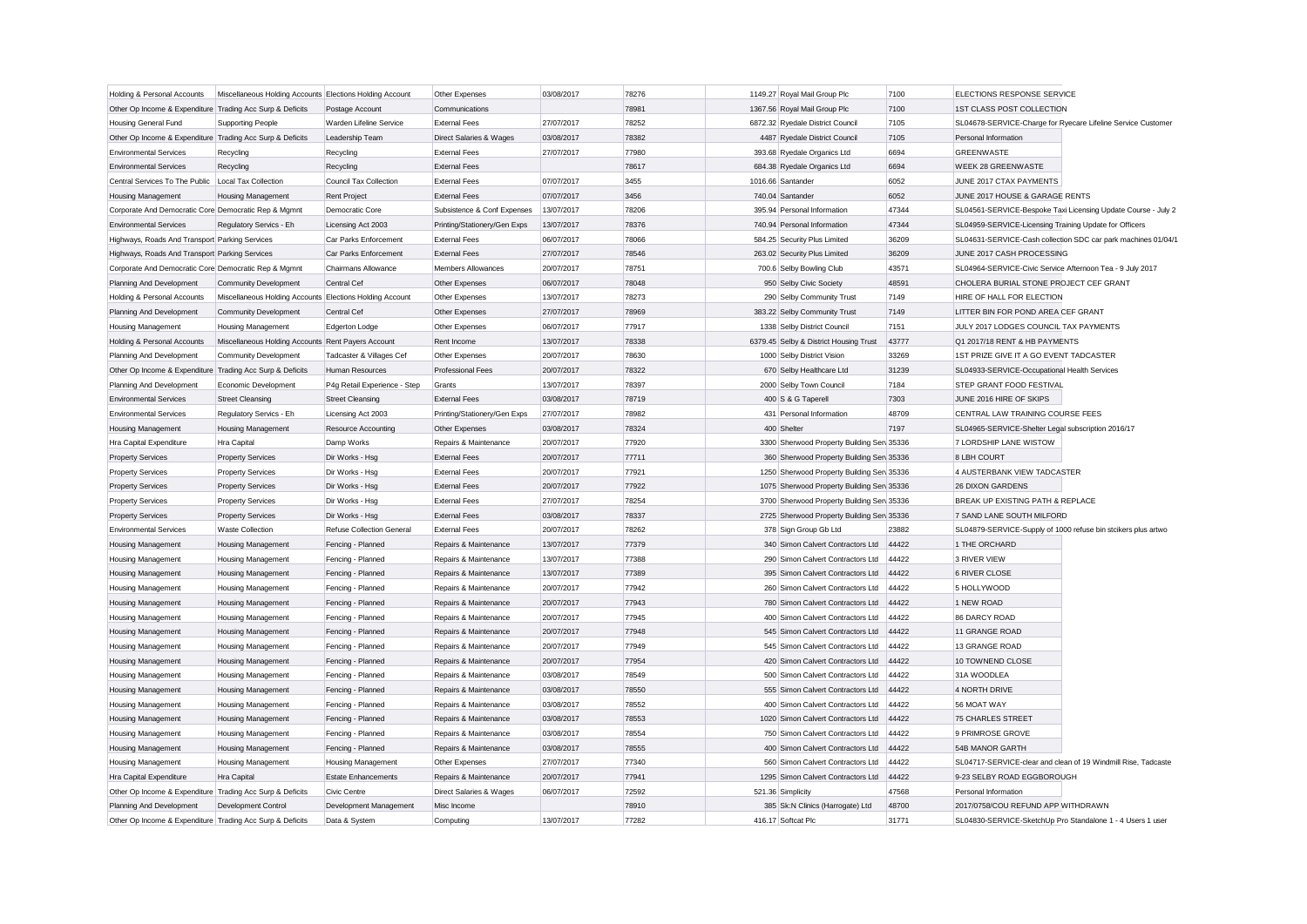| | | | | | | | | | |
|---|---|---|---|---|---|---|---|---|---|
| Holding & Personal Accounts | Miscellaneous Holding Accounts | Elections Holding Account | Other Expenses | 03/08/2017 | 78276 | 1149.27 | Royal Mail Group Plc | 7100 | ELECTIONS RESPONSE SERVICE |
| Other Op Income & Expenditure | Trading Acc Surp & Deficits | Postage Account | Communications | | 78981 | 1367.56 | Royal Mail Group Plc | 7100 | 1ST CLASS POST COLLECTION |
| Housing General Fund | Supporting People | Warden Lifeline Service | External Fees | 27/07/2017 | 78252 | 6872.32 | Ryedale District Council | 7105 | SL04678-SERVICE-Charge for Ryecare Lifeline Service Customer |
| Other Op Income & Expenditure | Trading Acc Surp & Deficits | Leadership Team | Direct Salaries & Wages | 03/08/2017 | 78382 | 4487 | Ryedale District Council | 7105 | Personal Information |
| Environmental Services | Recycling | Recycling | External Fees | 27/07/2017 | 77980 | 393.68 | Ryedale Organics Ltd | 6694 | GREENWASTE |
| Environmental Services | Recycling | Recycling | External Fees | | 78617 | 684.38 | Ryedale Organics Ltd | 6694 | WEEK 28 GREENWASTE |
| Central Services To The Public | Local Tax Collection | Council Tax Collection | External Fees | 07/07/2017 | 3455 | 1016.66 | Santander | 6052 | JUNE 2017 CTAX PAYMENTS |
| Housing Management | Housing Management | Rent Project | External Fees | 07/07/2017 | 3456 | 740.04 | Santander | 6052 | JUNE 2017 HOUSE & GARAGE RENTS |
| Corporate And Democratic Core | Democratic Rep & Mgmnt | Democratic Core | Subsistence & Conf Expenses | 13/07/2017 | 78206 | 395.94 | Personal Information | 47344 | SL04561-SERVICE-Bespoke Taxi Licensing Update Course - July 2 |
| Environmental Services | Regulatory Servics - Eh | Licensing Act 2003 | Printing/Stationery/Gen Exps | 13/07/2017 | 78376 | 740.94 | Personal Information | 47344 | SL04959-SERVICE-Licensing Training Update for Officers |
| Highways, Roads And Transport | Parking Services | Car Parks Enforcement | External Fees | 06/07/2017 | 78066 | 584.25 | Security Plus Limited | 36209 | SL04631-SERVICE-Cash collection SDC car park machines 01/04/1 |
| Highways, Roads And Transport | Parking Services | Car Parks Enforcement | External Fees | 27/07/2017 | 78546 | 263.02 | Security Plus Limited | 36209 | JUNE 2017 CASH PROCESSING |
| Corporate And Democratic Core | Democratic Rep & Mgmnt | Chairmans Allowance | Members Allowances | 20/07/2017 | 78751 | 700.6 | Selby Bowling Club | 43571 | SL04964-SERVICE-Civic Service Afternoon Tea - 9 July 2017 |
| Planning And Development | Community Development | Central Cef | Other Expenses | 06/07/2017 | 78048 | 950 | Selby Civic Society | 48591 | CHOLERA BURIAL STONE PROJECT CEF GRANT |
| Holding & Personal Accounts | Miscellaneous Holding Accounts | Elections Holding Account | Other Expenses | 13/07/2017 | 78273 | 290 | Selby Community Trust | 7149 | HIRE OF HALL FOR ELECTION |
| Planning And Development | Community Development | Central Cef | Other Expenses | 27/07/2017 | 78969 | 383.22 | Selby Community Trust | 7149 | LITTER BIN FOR POND AREA CEF GRANT |
| Housing Management | Housing Management | Edgerton Lodge | Other Expenses | 06/07/2017 | 77917 | 1338 | Selby District Council | 7151 | JULY 2017 LODGES COUNCIL TAX PAYMENTS |
| Holding & Personal Accounts | Miscellaneous Holding Accounts | Rent Payers Account | Rent Income | 13/07/2017 | 78338 | 6379.45 | Selby & District Housing Trust | 43777 | Q1 2017/18 RENT & HB PAYMENTS |
| Planning And Development | Community Development | Tadcaster & Villages Cef | Other Expenses | 20/07/2017 | 78630 | 1000 | Selby District Vision | 33269 | 1ST PRIZE GIVE IT A GO EVENT TADCASTER |
| Other Op Income & Expenditure | Trading Acc Surp & Deficits | Human Resources | Professional Fees | 20/07/2017 | 78322 | 670 | Selby Healthcare Ltd | 31239 | SL04933-SERVICE-Occupational Health Services |
| Planning And Development | Economic Development | P4g Retail Experience - Step | Grants | 13/07/2017 | 78397 | 2000 | Selby Town Council | 7184 | STEP GRANT FOOD FESTIVAL |
| Environmental Services | Street Cleansing | Street Cleansing | External Fees | 03/08/2017 | 78719 | 400 | S & G Taperell | 7303 | JUNE 2016 HIRE OF SKIPS |
| Environmental Services | Regulatory Servics - Eh | Licensing Act 2003 | Printing/Stationery/Gen Exps | 27/07/2017 | 78982 | 431 | Personal Information | 48709 | CENTRAL LAW TRAINING COURSE FEES |
| Housing Management | Housing Management | Resource Accounting | Other Expenses | 03/08/2017 | 78324 | 400 | Shelter | 7197 | SL04965-SERVICE-Shelter Legal subscription 2016/17 |
| Hra Capital Expenditure | Hra Capital | Damp Works | Repairs & Maintenance | 20/07/2017 | 77920 | 3300 | Sherwood Property Building Serv | 35336 | 7 LORDSHIP LANE WISTOW |
| Property Services | Property Services | Dir Works - Hsg | External Fees | 20/07/2017 | 77711 | 360 | Sherwood Property Building Serv | 35336 | 8 LBH COURT |
| Property Services | Property Services | Dir Works - Hsg | External Fees | 20/07/2017 | 77921 | 1250 | Sherwood Property Building Serv | 35336 | 4 AUSTERBANK VIEW TADCASTER |
| Property Services | Property Services | Dir Works - Hsg | External Fees | 20/07/2017 | 77922 | 1075 | Sherwood Property Building Serv | 35336 | 26 DIXON GARDENS |
| Property Services | Property Services | Dir Works - Hsg | External Fees | 27/07/2017 | 78254 | 3700 | Sherwood Property Building Serv | 35336 | BREAK UP EXISTING PATH & REPLACE |
| Property Services | Property Services | Dir Works - Hsg | External Fees | 03/08/2017 | 78337 | 2725 | Sherwood Property Building Serv | 35336 | 7 SAND LANE SOUTH MILFORD |
| Environmental Services | Waste Collection | Refuse Collection General | External Fees | 20/07/2017 | 78262 | 378 | Sign Group Gb Ltd | 23882 | SL04879-SERVICE-Supply of 1000 refuse bin stcikers plus artwo |
| Housing Management | Housing Management | Fencing - Planned | Repairs & Maintenance | 13/07/2017 | 77379 | 340 | Simon Calvert Contractors Ltd | 44422 | 1 THE ORCHARD |
| Housing Management | Housing Management | Fencing - Planned | Repairs & Maintenance | 13/07/2017 | 77388 | 290 | Simon Calvert Contractors Ltd | 44422 | 3 RIVER VIEW |
| Housing Management | Housing Management | Fencing - Planned | Repairs & Maintenance | 13/07/2017 | 77389 | 395 | Simon Calvert Contractors Ltd | 44422 | 6 RIVER CLOSE |
| Housing Management | Housing Management | Fencing - Planned | Repairs & Maintenance | 20/07/2017 | 77942 | 260 | Simon Calvert Contractors Ltd | 44422 | 5 HOLLYWOOD |
| Housing Management | Housing Management | Fencing - Planned | Repairs & Maintenance | 20/07/2017 | 77943 | 780 | Simon Calvert Contractors Ltd | 44422 | 1 NEW ROAD |
| Housing Management | Housing Management | Fencing - Planned | Repairs & Maintenance | 20/07/2017 | 77945 | 400 | Simon Calvert Contractors Ltd | 44422 | 86 DARCY ROAD |
| Housing Management | Housing Management | Fencing - Planned | Repairs & Maintenance | 20/07/2017 | 77948 | 545 | Simon Calvert Contractors Ltd | 44422 | 11 GRANGE ROAD |
| Housing Management | Housing Management | Fencing - Planned | Repairs & Maintenance | 20/07/2017 | 77949 | 545 | Simon Calvert Contractors Ltd | 44422 | 13 GRANGE ROAD |
| Housing Management | Housing Management | Fencing - Planned | Repairs & Maintenance | 20/07/2017 | 77954 | 420 | Simon Calvert Contractors Ltd | 44422 | 10 TOWNEND CLOSE |
| Housing Management | Housing Management | Fencing - Planned | Repairs & Maintenance | 03/08/2017 | 78549 | 500 | Simon Calvert Contractors Ltd | 44422 | 31A WOODLEA |
| Housing Management | Housing Management | Fencing - Planned | Repairs & Maintenance | 03/08/2017 | 78550 | 555 | Simon Calvert Contractors Ltd | 44422 | 4 NORTH DRIVE |
| Housing Management | Housing Management | Fencing - Planned | Repairs & Maintenance | 03/08/2017 | 78552 | 400 | Simon Calvert Contractors Ltd | 44422 | 56 MOAT WAY |
| Housing Management | Housing Management | Fencing - Planned | Repairs & Maintenance | 03/08/2017 | 78553 | 1020 | Simon Calvert Contractors Ltd | 44422 | 75 CHARLES STREET |
| Housing Management | Housing Management | Fencing - Planned | Repairs & Maintenance | 03/08/2017 | 78554 | 750 | Simon Calvert Contractors Ltd | 44422 | 9 PRIMROSE GROVE |
| Housing Management | Housing Management | Fencing - Planned | Repairs & Maintenance | 03/08/2017 | 78555 | 400 | Simon Calvert Contractors Ltd | 44422 | 54B MANOR GARTH |
| Housing Management | Housing Management | Housing Management | Other Expenses | 27/07/2017 | 77340 | 560 | Simon Calvert Contractors Ltd | 44422 | SL04717-SERVICE-clear and clean of 19 Windmill Rise, Tadcaste |
| Hra Capital Expenditure | Hra Capital | Estate Enhancements | Repairs & Maintenance | 20/07/2017 | 77941 | 1295 | Simon Calvert Contractors Ltd | 44422 | 9-23 SELBY ROAD EGGBOROUGH |
| Other Op Income & Expenditure | Trading Acc Surp & Deficits | Civic Centre | Direct Salaries & Wages | 06/07/2017 | 72592 | 521.36 | Simplicity | 47568 | Personal Information |
| Planning And Development | Development Control | Development Management | Misc Income | | 78910 | 385 | Sk:N Clinics (Harrogate) Ltd | 48700 | 2017/0758/COU REFUND APP WITHDRAWN |
| Other Op Income & Expenditure | Trading Acc Surp & Deficits | Data & System | Computing | 13/07/2017 | 77282 | 416.17 | Softcat Plc | 31771 | SL04830-SERVICE-SketchUp Pro Standalone 1 - 4 Users 1 user |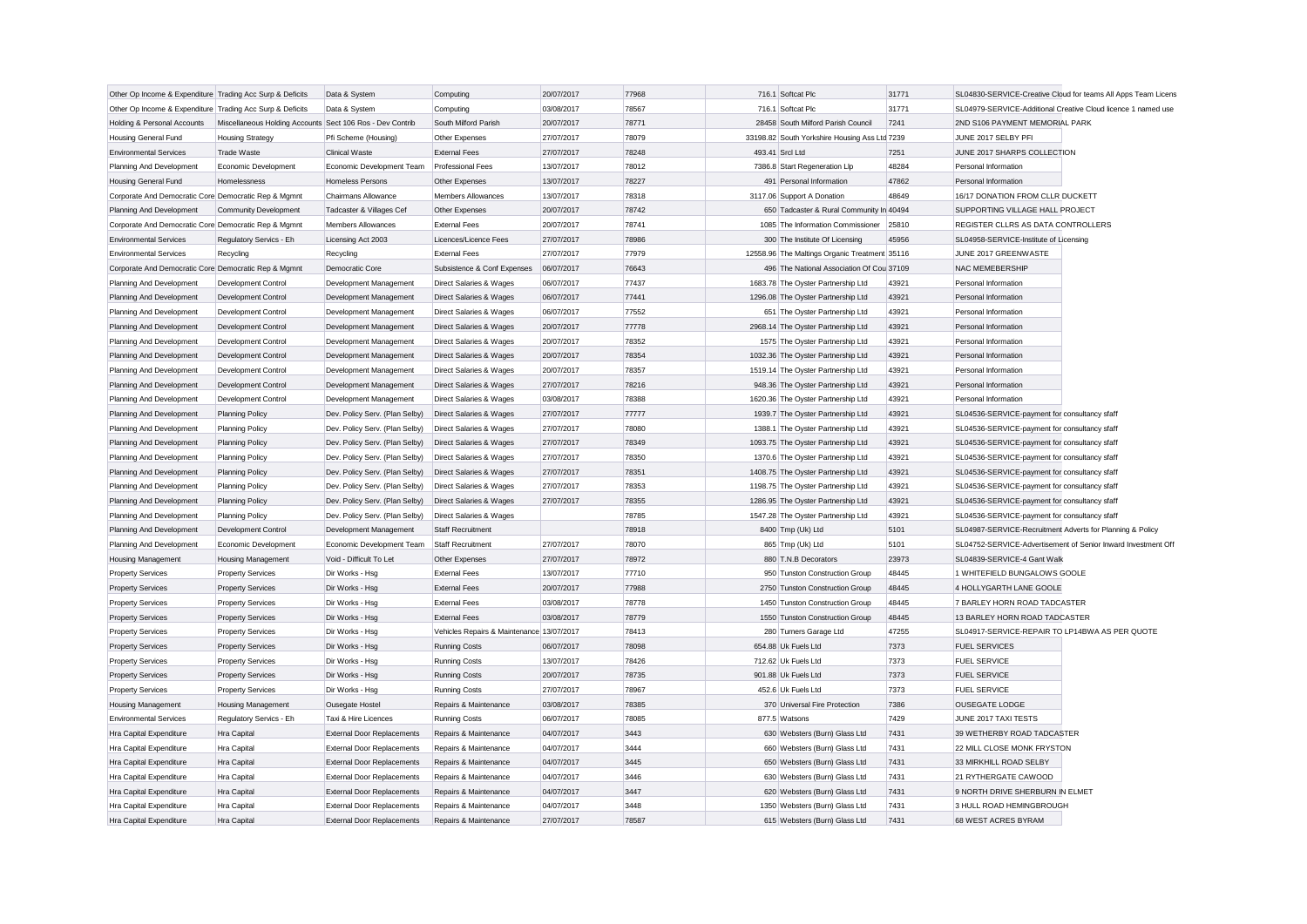| | | | | | | | | | |
|---|---|---|---|---|---|---|---|---|---|
| Other Op Income & Expenditure | Trading Acc Surp & Deficits | Data & System | Computing | 20/07/2017 | 77968 | 716.1 | Softcat Plc | 31771 | SL04830-SERVICE-Creative Cloud for teams All Apps Team Licens |
| Other Op Income & Expenditure | Trading Acc Surp & Deficits | Data & System | Computing | 03/08/2017 | 78567 | 716.1 | Softcat Plc | 31771 | SL04979-SERVICE-Additional Creative Cloud licence 1 named use |
| Holding & Personal Accounts | Miscellaneous Holding Accounts | Sect 106 Ros - Dev Contrib | South Milford Parish | 20/07/2017 | 78771 | 28458 | South Milford Parish Council | 7241 | 2ND S106 PAYMENT MEMORIAL PARK |
| Housing General Fund | Housing Strategy | Pfi Scheme (Housing) | Other Expenses | 27/07/2017 | 78079 | 33198.82 | South Yorkshire Housing Ass Ltd | 7239 | JUNE 2017 SELBY PFI |
| Environmental Services | Trade Waste | Clinical Waste | External Fees | 27/07/2017 | 78248 | 493.41 | Srcl Ltd | 7251 | JUNE 2017 SHARPS COLLECTION |
| Planning And Development | Economic Development | Economic Development Team | Professional Fees | 13/07/2017 | 78012 | 7386.8 | Start Regeneration Llp | 48284 | Personal Information |
| Housing General Fund | Homelessness | Homeless Persons | Other Expenses | 13/07/2017 | 78227 | 491 | Personal Information | 47862 | Personal Information |
| Corporate And Democratic Core | Democratic Rep & Mgmnt | Chairmans Allowance | Members Allowances | 13/07/2017 | 78318 | 3117.06 | Support A Donation | 48649 | 16/17 DONATION FROM CLLR DUCKETT |
| Planning And Development | Community Development | Tadcaster & Villages Cef | Other Expenses | 20/07/2017 | 78742 | 650 | Tadcaster & Rural Community In | 40494 | SUPPORTING VILLAGE HALL PROJECT |
| Corporate And Democratic Core | Democratic Rep & Mgmnt | Members Allowances | External Fees | 20/07/2017 | 78741 | 1085 | The Information Commissioner | 25810 | REGISTER CLLRS AS DATA CONTROLLERS |
| Environmental Services | Regulatory Servics - Eh | Licensing Act 2003 | Licences/Licence Fees | 27/07/2017 | 78986 | 300 | The Institute Of Licensing | 45956 | SL04958-SERVICE-Institute of Licensing |
| Environmental Services | Recycling | Recycling | External Fees | 27/07/2017 | 77979 | 12558.96 | The Maltings Organic Treatment | 35116 | JUNE 2017 GREENWASTE |
| Corporate And Democratic Core | Democratic Rep & Mgmnt | Democratic Core | Subsistence & Conf Expenses | 06/07/2017 | 76643 | 496 | The National Association Of Cou | 37109 | NAC MEMEBERSHIP |
| Planning And Development | Development Control | Development Management | Direct Salaries & Wages | 06/07/2017 | 77437 | 1683.78 | The Oyster Partnership Ltd | 43921 | Personal Information |
| Planning And Development | Development Control | Development Management | Direct Salaries & Wages | 06/07/2017 | 77441 | 1296.08 | The Oyster Partnership Ltd | 43921 | Personal Information |
| Planning And Development | Development Control | Development Management | Direct Salaries & Wages | 06/07/2017 | 77552 | 651 | The Oyster Partnership Ltd | 43921 | Personal Information |
| Planning And Development | Development Control | Development Management | Direct Salaries & Wages | 20/07/2017 | 77778 | 2968.14 | The Oyster Partnership Ltd | 43921 | Personal Information |
| Planning And Development | Development Control | Development Management | Direct Salaries & Wages | 20/07/2017 | 78352 | 1575 | The Oyster Partnership Ltd | 43921 | Personal Information |
| Planning And Development | Development Control | Development Management | Direct Salaries & Wages | 20/07/2017 | 78354 | 1032.36 | The Oyster Partnership Ltd | 43921 | Personal Information |
| Planning And Development | Development Control | Development Management | Direct Salaries & Wages | 20/07/2017 | 78357 | 1519.14 | The Oyster Partnership Ltd | 43921 | Personal Information |
| Planning And Development | Development Control | Development Management | Direct Salaries & Wages | 27/07/2017 | 78216 | 948.36 | The Oyster Partnership Ltd | 43921 | Personal Information |
| Planning And Development | Development Control | Development Management | Direct Salaries & Wages | 03/08/2017 | 78388 | 1620.36 | The Oyster Partnership Ltd | 43921 | Personal Information |
| Planning And Development | Planning Policy | Dev. Policy Serv. (Plan Selby) | Direct Salaries & Wages | 27/07/2017 | 77777 | 1939.7 | The Oyster Partnership Ltd | 43921 | SL04536-SERVICE-payment for consultancy staff |
| Planning And Development | Planning Policy | Dev. Policy Serv. (Plan Selby) | Direct Salaries & Wages | 27/07/2017 | 78080 | 1388.1 | The Oyster Partnership Ltd | 43921 | SL04536-SERVICE-payment for consultancy staff |
| Planning And Development | Planning Policy | Dev. Policy Serv. (Plan Selby) | Direct Salaries & Wages | 27/07/2017 | 78349 | 1093.75 | The Oyster Partnership Ltd | 43921 | SL04536-SERVICE-payment for consultancy staff |
| Planning And Development | Planning Policy | Dev. Policy Serv. (Plan Selby) | Direct Salaries & Wages | 27/07/2017 | 78350 | 1370.6 | The Oyster Partnership Ltd | 43921 | SL04536-SERVICE-payment for consultancy staff |
| Planning And Development | Planning Policy | Dev. Policy Serv. (Plan Selby) | Direct Salaries & Wages | 27/07/2017 | 78351 | 1408.75 | The Oyster Partnership Ltd | 43921 | SL04536-SERVICE-payment for consultancy staff |
| Planning And Development | Planning Policy | Dev. Policy Serv. (Plan Selby) | Direct Salaries & Wages | 27/07/2017 | 78353 | 1198.75 | The Oyster Partnership Ltd | 43921 | SL04536-SERVICE-payment for consultancy staff |
| Planning And Development | Planning Policy | Dev. Policy Serv. (Plan Selby) | Direct Salaries & Wages | 27/07/2017 | 78355 | 1286.95 | The Oyster Partnership Ltd | 43921 | SL04536-SERVICE-payment for consultancy staff |
| Planning And Development | Planning Policy | Dev. Policy Serv. (Plan Selby) | Direct Salaries & Wages | | 78785 | 1547.28 | The Oyster Partnership Ltd | 43921 | SL04536-SERVICE-payment for consultancy staff |
| Planning And Development | Development Control | Development Management | Staff Recruitment | | 78918 | 8400 | Tmp (Uk) Ltd | 5101 | SL04987-SERVICE-Recruitment Adverts for Planning & Policy |
| Planning And Development | Economic Development | Economic Development Team | Staff Recruitment | 27/07/2017 | 78070 | 865 | Tmp (Uk) Ltd | 5101 | SL04752-SERVICE-Advertisement of Senior Inward Investment Off |
| Housing Management | Housing Management | Void - Difficult To Let | Other Expenses | 27/07/2017 | 78972 | 880 | T.N.B Decorators | 23973 | SL04839-SERVICE-4 Gant Walk |
| Property Services | Property Services | Dir Works - Hsg | External Fees | 13/07/2017 | 77710 | 950 | Tunston Construction Group | 48445 | 1 WHITEFIELD BUNGALOWS GOOLE |
| Property Services | Property Services | Dir Works - Hsg | External Fees | 20/07/2017 | 77988 | 2750 | Tunston Construction Group | 48445 | 4 HOLLYGARTH LANE GOOLE |
| Property Services | Property Services | Dir Works - Hsg | External Fees | 03/08/2017 | 78778 | 1450 | Tunston Construction Group | 48445 | 7 BARLEY HORN ROAD TADCASTER |
| Property Services | Property Services | Dir Works - Hsg | External Fees | 03/08/2017 | 78779 | 1550 | Tunston Construction Group | 48445 | 13 BARLEY HORN ROAD TADCASTER |
| Property Services | Property Services | Dir Works - Hsg | Vehicles Repairs & Maintenance | 13/07/2017 | 78413 | 280 | Turners Garage Ltd | 47255 | SL04917-SERVICE-REPAIR TO LP14BWA AS PER QUOTE |
| Property Services | Property Services | Dir Works - Hsg | Running Costs | 06/07/2017 | 78098 | 654.88 | Uk Fuels Ltd | 7373 | FUEL SERVICES |
| Property Services | Property Services | Dir Works - Hsg | Running Costs | 13/07/2017 | 78426 | 712.62 | Uk Fuels Ltd | 7373 | FUEL SERVICE |
| Property Services | Property Services | Dir Works - Hsg | Running Costs | 20/07/2017 | 78735 | 901.88 | Uk Fuels Ltd | 7373 | FUEL SERVICE |
| Property Services | Property Services | Dir Works - Hsg | Running Costs | 27/07/2017 | 78967 | 452.6 | Uk Fuels Ltd | 7373 | FUEL SERVICE |
| Housing Management | Housing Management | Ousegate Hostel | Repairs & Maintenance | 03/08/2017 | 78385 | 370 | Universal Fire Protection | 7386 | OUSEGATE LODGE |
| Environmental Services | Regulatory Servics - Eh | Taxi & Hire Licences | Running Costs | 06/07/2017 | 78085 | 877.5 | Watsons | 7429 | JUNE 2017 TAXI TESTS |
| Hra Capital Expenditure | Hra Capital | External Door Replacements | Repairs & Maintenance | 04/07/2017 | 3443 | 630 | Websters (Burn) Glass Ltd | 7431 | 39 WETHERBY ROAD TADCASTER |
| Hra Capital Expenditure | Hra Capital | External Door Replacements | Repairs & Maintenance | 04/07/2017 | 3444 | 660 | Websters (Burn) Glass Ltd | 7431 | 22 MILL CLOSE MONK FRYSTON |
| Hra Capital Expenditure | Hra Capital | External Door Replacements | Repairs & Maintenance | 04/07/2017 | 3445 | 650 | Websters (Burn) Glass Ltd | 7431 | 33 MIRKHILL ROAD SELBY |
| Hra Capital Expenditure | Hra Capital | External Door Replacements | Repairs & Maintenance | 04/07/2017 | 3446 | 630 | Websters (Burn) Glass Ltd | 7431 | 21 RYTHERGATE CAWOOD |
| Hra Capital Expenditure | Hra Capital | External Door Replacements | Repairs & Maintenance | 04/07/2017 | 3447 | 620 | Websters (Burn) Glass Ltd | 7431 | 9 NORTH DRIVE SHERBURN IN ELMET |
| Hra Capital Expenditure | Hra Capital | External Door Replacements | Repairs & Maintenance | 04/07/2017 | 3448 | 1350 | Websters (Burn) Glass Ltd | 7431 | 3 HULL ROAD HEMINGBROUGH |
| Hra Capital Expenditure | Hra Capital | External Door Replacements | Repairs & Maintenance | 27/07/2017 | 78587 | 615 | Websters (Burn) Glass Ltd | 7431 | 68 WEST ACRES BYRAM |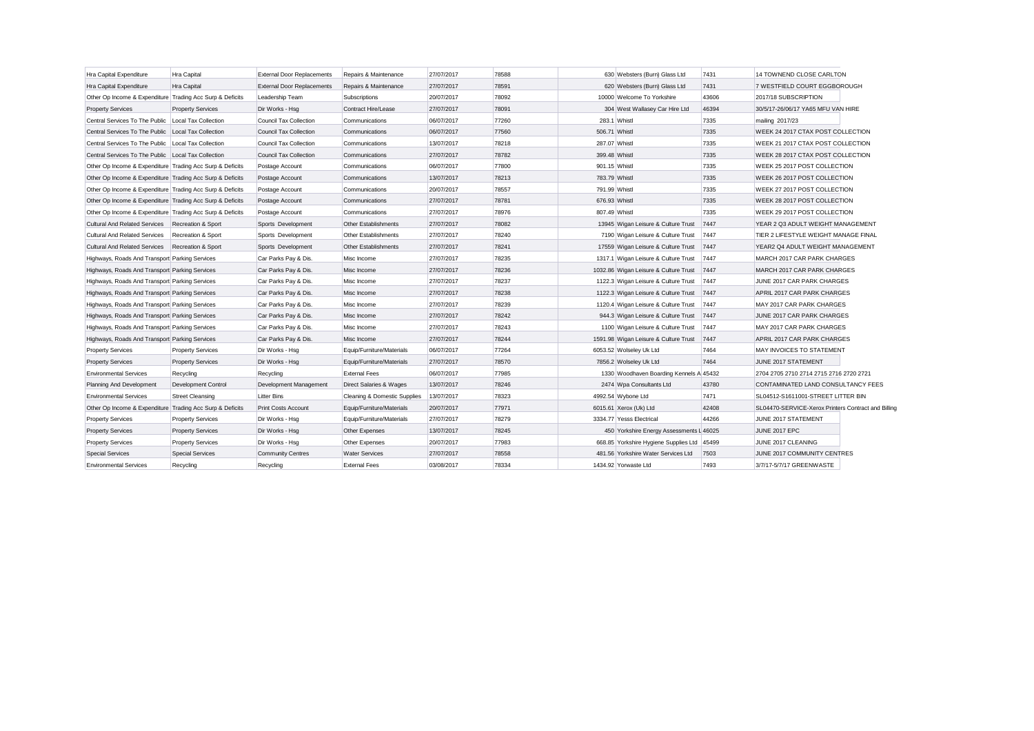| | | | | | | | | | |
|---|---|---|---|---|---|---|---|---|---|
| Hra Capital Expenditure | Hra Capital | External Door Replacements | Repairs & Maintenance | 27/07/2017 | 78588 | 630 | Websters (Burn) Glass Ltd | 7431 | 14 TOWNEND CLOSE CARLTON |
| Hra Capital Expenditure | Hra Capital | External Door Replacements | Repairs & Maintenance | 27/07/2017 | 78591 | 620 | Websters (Burn) Glass Ltd | 7431 | 7 WESTFIELD COURT EGGBOROUGH |
| Other Op Income & Expenditure | Trading Acc Surp & Deficits | Leadership Team | Subscriptions | 20/07/2017 | 78092 | 10000 | Welcome To Yorkshire | 43606 | 2017/18 SUBSCRIPTION |
| Property Services | Property Services | Dir Works - Hsg | Contract Hire/Lease | 27/07/2017 | 78091 | 304 | West Wallasey Car Hire Ltd | 46394 | 30/5/17-26/06/17 YA65 MFU VAN HIRE |
| Central Services To The Public | Local Tax Collection | Council Tax Collection | Communications | 06/07/2017 | 77260 | 283.1 | Whistl | 7335 | mailing 2017/23 |
| Central Services To The Public | Local Tax Collection | Council Tax Collection | Communications | 06/07/2017 | 77560 | 506.71 | Whistl | 7335 | WEEK 24 2017 CTAX POST COLLECTION |
| Central Services To The Public | Local Tax Collection | Council Tax Collection | Communications | 13/07/2017 | 78218 | 287.07 | Whistl | 7335 | WEEK 21 2017 CTAX POST COLLECTION |
| Central Services To The Public | Local Tax Collection | Council Tax Collection | Communications | 27/07/2017 | 78782 | 399.48 | Whistl | 7335 | WEEK 28 2017 CTAX POST COLLECTION |
| Other Op Income & Expenditure | Trading Acc Surp & Deficits | Postage Account | Communications | 06/07/2017 | 77800 | 901.15 | Whistl | 7335 | WEEK 25 2017 POST COLLECTION |
| Other Op Income & Expenditure | Trading Acc Surp & Deficits | Postage Account | Communications | 13/07/2017 | 78213 | 783.79 | Whistl | 7335 | WEEK 26 2017 POST COLLECTION |
| Other Op Income & Expenditure | Trading Acc Surp & Deficits | Postage Account | Communications | 20/07/2017 | 78557 | 791.99 | Whistl | 7335 | WEEK 27 2017 POST COLLECTION |
| Other Op Income & Expenditure | Trading Acc Surp & Deficits | Postage Account | Communications | 27/07/2017 | 78781 | 676.93 | Whistl | 7335 | WEEK 28 2017 POST COLLECTION |
| Other Op Income & Expenditure | Trading Acc Surp & Deficits | Postage Account | Communications | 27/07/2017 | 78976 | 807.49 | Whistl | 7335 | WEEK 29 2017 POST COLLECTION |
| Cultural And Related Services | Recreation & Sport | Sports Development | Other Establishments | 27/07/2017 | 78082 | 13945 | Wigan Leisure & Culture Trust | 7447 | YEAR 2 Q3 ADULT WEIGHT MANAGEMENT |
| Cultural And Related Services | Recreation & Sport | Sports Development | Other Establishments | 27/07/2017 | 78240 | 7190 | Wigan Leisure & Culture Trust | 7447 | TIER 2 LIFESTYLE WEIGHT MANAGE FINAL |
| Cultural And Related Services | Recreation & Sport | Sports Development | Other Establishments | 27/07/2017 | 78241 | 17559 | Wigan Leisure & Culture Trust | 7447 | YEAR2 Q4 ADULT WEIGHT MANAGEMENT |
| Highways, Roads And Transport | Parking Services | Car Parks Pay & Dis. | Misc Income | 27/07/2017 | 78235 | 1317.1 | Wigan Leisure & Culture Trust | 7447 | MARCH 2017 CAR PARK CHARGES |
| Highways, Roads And Transport | Parking Services | Car Parks Pay & Dis. | Misc Income | 27/07/2017 | 78236 | 1032.86 | Wigan Leisure & Culture Trust | 7447 | MARCH 2017 CAR PARK CHARGES |
| Highways, Roads And Transport | Parking Services | Car Parks Pay & Dis. | Misc Income | 27/07/2017 | 78237 | 1122.3 | Wigan Leisure & Culture Trust | 7447 | JUNE 2017 CAR PARK CHARGES |
| Highways, Roads And Transport | Parking Services | Car Parks Pay & Dis. | Misc Income | 27/07/2017 | 78238 | 1122.3 | Wigan Leisure & Culture Trust | 7447 | APRIL 2017 CAR PARK CHARGES |
| Highways, Roads And Transport | Parking Services | Car Parks Pay & Dis. | Misc Income | 27/07/2017 | 78239 | 1120.4 | Wigan Leisure & Culture Trust | 7447 | MAY 2017 CAR PARK CHARGES |
| Highways, Roads And Transport | Parking Services | Car Parks Pay & Dis. | Misc Income | 27/07/2017 | 78242 | 944.3 | Wigan Leisure & Culture Trust | 7447 | JUNE 2017 CAR PARK CHARGES |
| Highways, Roads And Transport | Parking Services | Car Parks Pay & Dis. | Misc Income | 27/07/2017 | 78243 | 1100 | Wigan Leisure & Culture Trust | 7447 | MAY 2017 CAR PARK CHARGES |
| Highways, Roads And Transport | Parking Services | Car Parks Pay & Dis. | Misc Income | 27/07/2017 | 78244 | 1591.98 | Wigan Leisure & Culture Trust | 7447 | APRIL 2017 CAR PARK CHARGES |
| Property Services | Property Services | Dir Works - Hsg | Equip/Furniture/Materials | 06/07/2017 | 77264 | 6053.52 | Wolseley Uk Ltd | 7464 | MAY INVOICES TO STATEMENT |
| Property Services | Property Services | Dir Works - Hsg | Equip/Furniture/Materials | 27/07/2017 | 78570 | 7856.2 | Wolseley Uk Ltd | 7464 | JUNE 2017 STATEMENT |
| Environmental Services | Recycling | Recycling | External Fees | 06/07/2017 | 77985 | 1330 | Woodhaven Boarding Kennels A | 45432 | 2704 2705 2710 2714 2715 2716 2720 2721 |
| Planning And Development | Development Control | Development Management | Direct Salaries & Wages | 13/07/2017 | 78246 | 2474 | Wpa Consultants Ltd | 43780 | CONTAMINATED LAND CONSULTANCY FEES |
| Environmental Services | Street Cleansing | Litter Bins | Cleaning & Domestic Supplies | 13/07/2017 | 78323 | 4992.54 | Wybone Ltd | 7471 | SL04512-S1611001-STREET LITTER BIN |
| Other Op Income & Expenditure | Trading Acc Surp & Deficits | Print Costs Account | Equip/Furniture/Materials | 20/07/2017 | 77971 | 6015.61 | Xerox (Uk) Ltd | 42408 | SL04470-SERVICE-Xerox Printers Contract and Billing |
| Property Services | Property Services | Dir Works - Hsg | Equip/Furniture/Materials | 27/07/2017 | 78279 | 3334.77 | Yesss Electrical | 44266 | JUNE 2017 STATEMENT |
| Property Services | Property Services | Dir Works - Hsg | Other Expenses | 13/07/2017 | 78245 | 450 | Yorkshire Energy Assessments L | 46025 | JUNE 2017 EPC |
| Property Services | Property Services | Dir Works - Hsg | Other Expenses | 20/07/2017 | 77983 | 668.85 | Yorkshire Hygiene Supplies Ltd | 45499 | JUNE 2017 CLEANING |
| Special Services | Special Services | Community Centres | Water Services | 27/07/2017 | 78558 | 481.56 | Yorkshire Water Services Ltd | 7503 | JUNE 2017 COMMUNITY CENTRES |
| Environmental Services | Recycling | Recycling | External Fees | 03/08/2017 | 78334 | 1434.92 | Yorwaste Ltd | 7493 | 3/7/17-5/7/17 GREENWASTE |